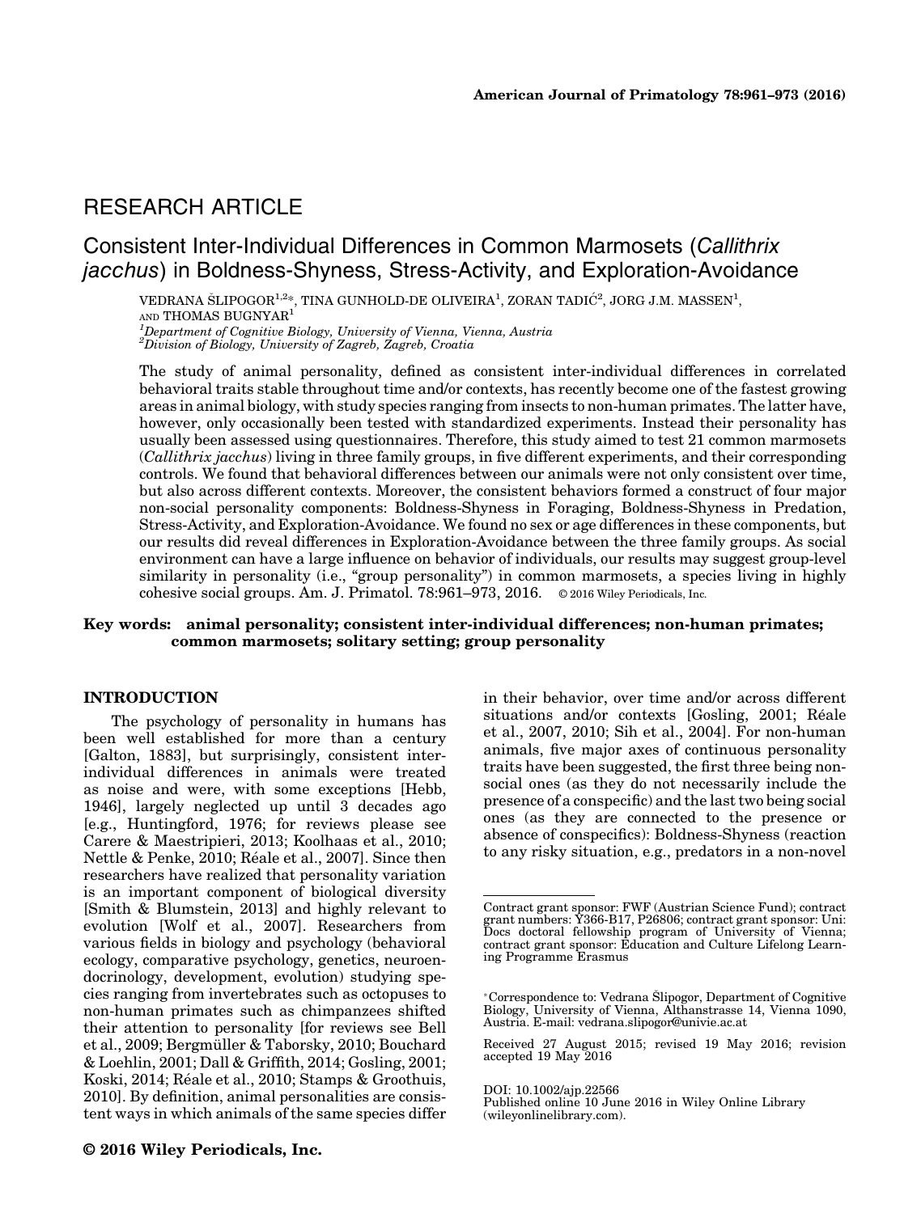RESEARCH ARTICLE

# Consistent Inter-Individual Differences in Common Marmosets (*Callithrix jacchus*) in Boldness-Shyness, Stress-Activity, and Exploration-Avoidance

VEDRANA ŠLIPOGOR[1,2]*, TINA GUNHOLD-DE OLIVEIRA[1], ZORAN TADIĆ[2], JORG J.M. MASSEN[1], AND THOMAS BUGNYAR[1]

[1]Department of Cognitive Biology, University of Vienna, Vienna, Austria
[2]Division of Biology, University of Zagreb, Zagreb, Croatia

The study of animal personality, defined as consistent inter-individual differences in correlated behavioral traits stable throughout time and/or contexts, has recently become one of the fastest growing areas in animal biology, with study species ranging from insects to non-human primates. The latter have, however, only occasionally been tested with standardized experiments. Instead their personality has usually been assessed using questionnaires. Therefore, this study aimed to test 21 common marmosets (*Callithrix jacchus*) living in three family groups, in five different experiments, and their corresponding controls. We found that behavioral differences between our animals were not only consistent over time, but also across different contexts. Moreover, the consistent behaviors formed a construct of four major non-social personality components: Boldness-Shyness in Foraging, Boldness-Shyness in Predation, Stress-Activity, and Exploration-Avoidance. We found no sex or age differences in these components, but our results did reveal differences in Exploration-Avoidance between the three family groups. As social environment can have a large influence on behavior of individuals, our results may suggest group-level similarity in personality (i.e., "group personality") in common marmosets, a species living in highly cohesive social groups. Am. J. Primatol. 78:961–973, 2016. © 2016 Wiley Periodicals, Inc.

**Key words: animal personality; consistent inter-individual differences; non-human primates; common marmosets; solitary setting; group personality**

## INTRODUCTION

The psychology of personality in humans has been well established for more than a century [Galton, 1883], but surprisingly, consistent inter-individual differences in animals were treated as noise and were, with some exceptions [Hebb, 1946], largely neglected up until 3 decades ago [e.g., Huntingford, 1976; for reviews please see Carere & Maestripieri, 2013; Koolhaas et al., 2010; Nettle & Penke, 2010; Réale et al., 2007]. Since then researchers have realized that personality variation is an important component of biological diversity [Smith & Blumstein, 2013] and highly relevant to evolution [Wolf et al., 2007]. Researchers from various fields in biology and psychology (behavioral ecology, comparative psychology, genetics, neuroendocrinology, development, evolution) studying species ranging from invertebrates such as octopuses to non-human primates such as chimpanzees shifted their attention to personality [for reviews see Bell et al., 2009; Bergmüller & Taborsky, 2010; Bouchard & Loehlin, 2001; Dall & Griffith, 2014; Gosling, 2001; Koski, 2014; Réale et al., 2010; Stamps & Groothuis, 2010]. By definition, animal personalities are consistent ways in which animals of the same species differ in their behavior, over time and/or across different situations and/or contexts [Gosling, 2001; Réale et al., 2007, 2010; Sih et al., 2004]. For non-human animals, five major axes of continuous personality traits have been suggested, the first three being non-social ones (as they do not necessarily include the presence of a conspecific) and the last two being social ones (as they are connected to the presence or absence of conspecifics): Boldness-Shyness (reaction to any risky situation, e.g., predators in a non-novel

Contract grant sponsor: FWF (Austrian Science Fund); contract grant numbers: Y366-B17, P26806; contract grant sponsor: Uni: Docs doctoral fellowship program of University of Vienna; contract grant sponsor: Education and Culture Lifelong Learning Programme Erasmus

*Correspondence to: Vedrana Šlipogor, Department of Cognitive Biology, University of Vienna, Althanstrasse 14, Vienna 1090, Austria. E-mail: vedrana.slipogor@univie.ac.at

Received 27 August 2015; revised 19 May 2016; revision accepted 19 May 2016

DOI: 10.1002/ajp.22566
Published online 10 June 2016 in Wiley Online Library (wileyonlinelibrary.com).

© 2016 Wiley Periodicals, Inc.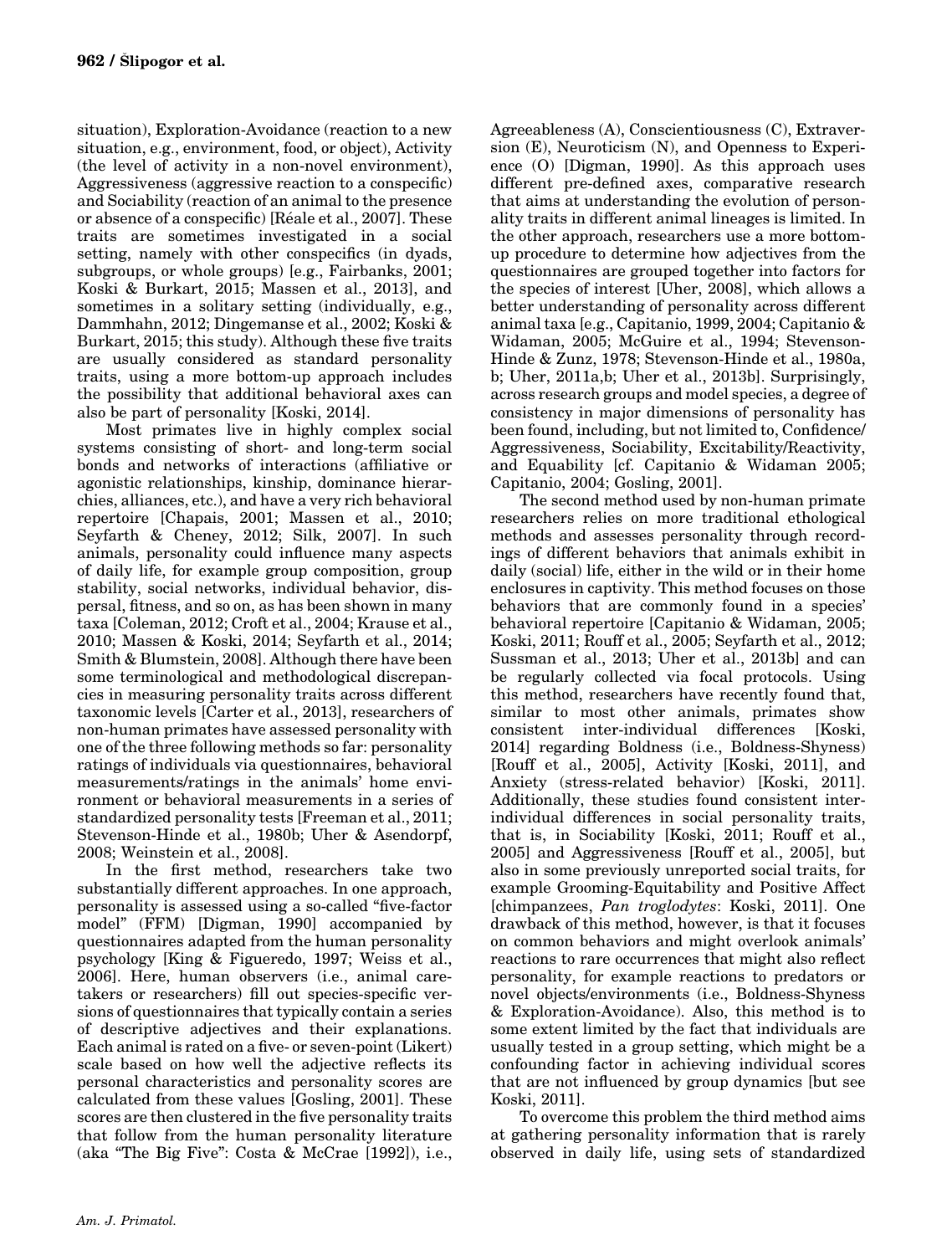situation), Exploration-Avoidance (reaction to a new situation, e.g., environment, food, or object), Activity (the level of activity in a non-novel environment), Aggressiveness (aggressive reaction to a conspecific) and Sociability (reaction of an animal to the presence or absence of a conspecific) [Réale et al., 2007]. These traits are sometimes investigated in a social setting, namely with other conspecifics (in dyads, subgroups, or whole groups) [e.g., Fairbanks, 2001; Koski & Burkart, 2015; Massen et al., 2013], and sometimes in a solitary setting (individually, e.g., Dammhahn, 2012; Dingemanse et al., 2002; Koski & Burkart, 2015; this study). Although these five traits are usually considered as standard personality traits, using a more bottom-up approach includes the possibility that additional behavioral axes can also be part of personality [Koski, 2014].

Most primates live in highly complex social systems consisting of short- and long-term social bonds and networks of interactions (affiliative or agonistic relationships, kinship, dominance hierarchies, alliances, etc.), and have a very rich behavioral repertoire [Chapais, 2001; Massen et al., 2010; Seyfarth & Cheney, 2012; Silk, 2007]. In such animals, personality could influence many aspects of daily life, for example group composition, group stability, social networks, individual behavior, dispersal, fitness, and so on, as has been shown in many taxa [Coleman, 2012; Croft et al., 2004; Krause et al., 2010; Massen & Koski, 2014; Seyfarth et al., 2014; Smith & Blumstein, 2008]. Although there have been some terminological and methodological discrepancies in measuring personality traits across different taxonomic levels [Carter et al., 2013], researchers of non-human primates have assessed personality with one of the three following methods so far: personality ratings of individuals via questionnaires, behavioral measurements/ratings in the animals' home environment or behavioral measurements in a series of standardized personality tests [Freeman et al., 2011; Stevenson-Hinde et al., 1980b; Uher & Asendorpf, 2008; Weinstein et al., 2008].

In the first method, researchers take two substantially different approaches. In one approach, personality is assessed using a so-called "five-factor model" (FFM) [Digman, 1990] accompanied by questionnaires adapted from the human personality psychology [King & Figueredo, 1997; Weiss et al., 2006]. Here, human observers (i.e., animal caretakers or researchers) fill out species-specific versions of questionnaires that typically contain a series of descriptive adjectives and their explanations. Each animal is rated on a five- or seven-point (Likert) scale based on how well the adjective reflects its personal characteristics and personality scores are calculated from these values [Gosling, 2001]. These scores are then clustered in the five personality traits that follow from the human personality literature (aka "The Big Five": Costa & McCrae [1992]), i.e., Agreeableness (A), Conscientiousness (C), Extraversion (E), Neuroticism (N), and Openness to Experience (O) [Digman, 1990]. As this approach uses different pre-defined axes, comparative research that aims at understanding the evolution of personality traits in different animal lineages is limited. In the other approach, researchers use a more bottom-up procedure to determine how adjectives from the questionnaires are grouped together into factors for the species of interest [Uher, 2008], which allows a better understanding of personality across different animal taxa [e.g., Capitanio, 1999, 2004; Capitanio & Widaman, 2005; McGuire et al., 1994; Stevenson-Hinde & Zunz, 1978; Stevenson-Hinde et al., 1980a, b; Uher, 2011a,b; Uher et al., 2013b]. Surprisingly, across research groups and model species, a degree of consistency in major dimensions of personality has been found, including, but not limited to, Confidence/Aggressiveness, Sociability, Excitability/Reactivity, and Equability [cf. Capitanio & Widaman 2005; Capitanio, 2004; Gosling, 2001].

The second method used by non-human primate researchers relies on more traditional ethological methods and assesses personality through recordings of different behaviors that animals exhibit in daily (social) life, either in the wild or in their home enclosures in captivity. This method focuses on those behaviors that are commonly found in a species' behavioral repertoire [Capitanio & Widaman, 2005; Koski, 2011; Rouff et al., 2005; Seyfarth et al., 2012; Sussman et al., 2013; Uher et al., 2013b] and can be regularly collected via focal protocols. Using this method, researchers have recently found that, similar to most other animals, primates show consistent inter-individual differences [Koski, 2014] regarding Boldness (i.e., Boldness-Shyness) [Rouff et al., 2005], Activity [Koski, 2011], and Anxiety (stress-related behavior) [Koski, 2011]. Additionally, these studies found consistent inter-individual differences in social personality traits, that is, in Sociability [Koski, 2011; Rouff et al., 2005] and Aggressiveness [Rouff et al., 2005], but also in some previously unreported social traits, for example Grooming-Equitability and Positive Affect [chimpanzees, *Pan troglodytes*: Koski, 2011]. One drawback of this method, however, is that it focuses on common behaviors and might overlook animals' reactions to rare occurrences that might also reflect personality, for example reactions to predators or novel objects/environments (i.e., Boldness-Shyness & Exploration-Avoidance). Also, this method is to some extent limited by the fact that individuals are usually tested in a group setting, which might be a confounding factor in achieving individual scores that are not influenced by group dynamics [but see Koski, 2011].

To overcome this problem the third method aims at gathering personality information that is rarely observed in daily life, using sets of standardized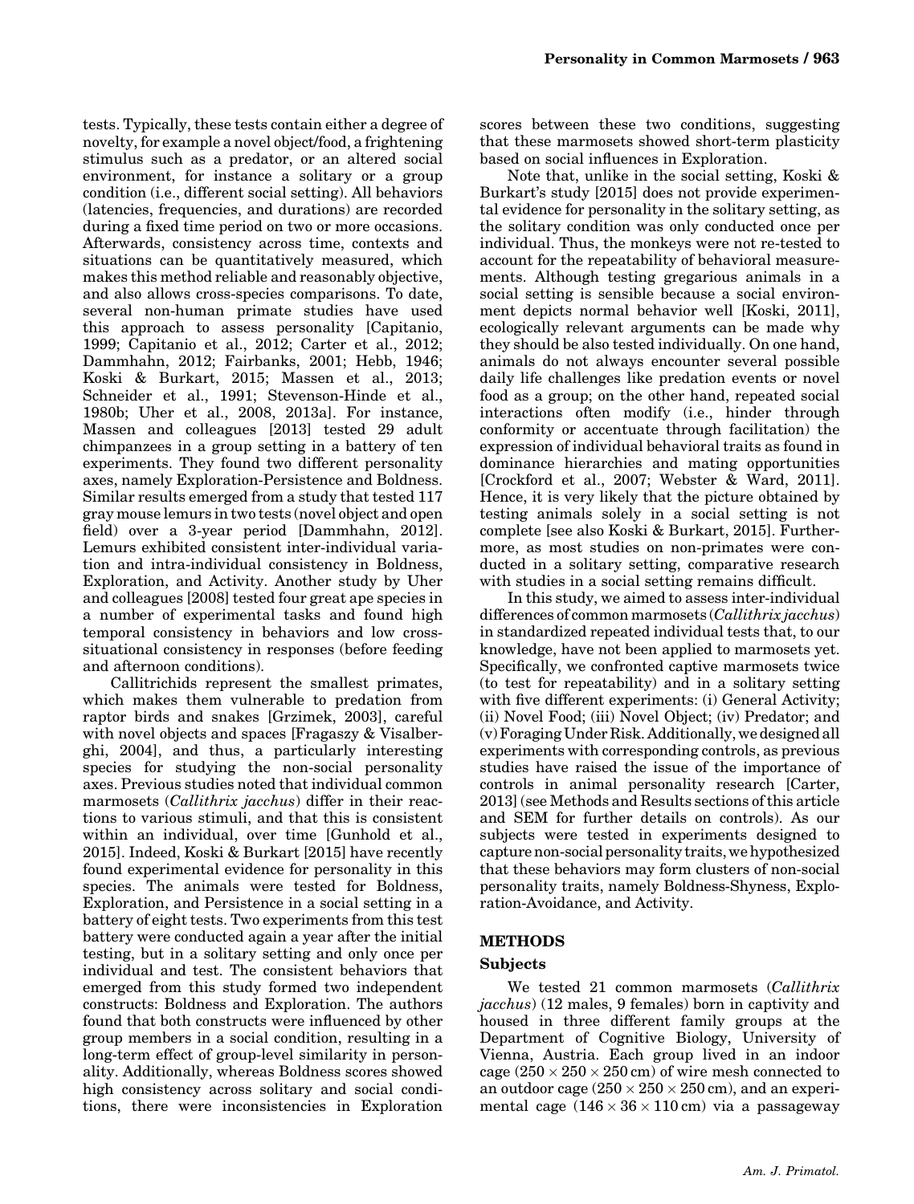tests. Typically, these tests contain either a degree of novelty, for example a novel object/food, a frightening stimulus such as a predator, or an altered social environment, for instance a solitary or a group condition (i.e., different social setting). All behaviors (latencies, frequencies, and durations) are recorded during a fixed time period on two or more occasions. Afterwards, consistency across time, contexts and situations can be quantitatively measured, which makes this method reliable and reasonably objective, and also allows cross-species comparisons. To date, several non-human primate studies have used this approach to assess personality [Capitanio, 1999; Capitanio et al., 2012; Carter et al., 2012; Dammhahn, 2012; Fairbanks, 2001; Hebb, 1946; Koski & Burkart, 2015; Massen et al., 2013; Schneider et al., 1991; Stevenson-Hinde et al., 1980b; Uher et al., 2008, 2013a]. For instance, Massen and colleagues [2013] tested 29 adult chimpanzees in a group setting in a battery of ten experiments. They found two different personality axes, namely Exploration-Persistence and Boldness. Similar results emerged from a study that tested 117 gray mouse lemurs in two tests (novel object and open field) over a 3-year period [Dammhahn, 2012]. Lemurs exhibited consistent inter-individual variation and intra-individual consistency in Boldness, Exploration, and Activity. Another study by Uher and colleagues [2008] tested four great ape species in a number of experimental tasks and found high temporal consistency in behaviors and low cross-situational consistency in responses (before feeding and afternoon conditions).

Callitrichids represent the smallest primates, which makes them vulnerable to predation from raptor birds and snakes [Grzimek, 2003], careful with novel objects and spaces [Fragaszy & Visalberghi, 2004], and thus, a particularly interesting species for studying the non-social personality axes. Previous studies noted that individual common marmosets (*Callithrix jacchus*) differ in their reactions to various stimuli, and that this is consistent within an individual, over time [Gunhold et al., 2015]. Indeed, Koski & Burkart [2015] have recently found experimental evidence for personality in this species. The animals were tested for Boldness, Exploration, and Persistence in a social setting in a battery of eight tests. Two experiments from this test battery were conducted again a year after the initial testing, but in a solitary setting and only once per individual and test. The consistent behaviors that emerged from this study formed two independent constructs: Boldness and Exploration. The authors found that both constructs were influenced by other group members in a social condition, resulting in a long-term effect of group-level similarity in personality. Additionally, whereas Boldness scores showed high consistency across solitary and social conditions, there were inconsistencies in Exploration scores between these two conditions, suggesting that these marmosets showed short-term plasticity based on social influences in Exploration.

Note that, unlike in the social setting, Koski & Burkart's study [2015] does not provide experimental evidence for personality in the solitary setting, as the solitary condition was only conducted once per individual. Thus, the monkeys were not re-tested to account for the repeatability of behavioral measurements. Although testing gregarious animals in a social setting is sensible because a social environment depicts normal behavior well [Koski, 2011], ecologically relevant arguments can be made why they should be also tested individually. On one hand, animals do not always encounter several possible daily life challenges like predation events or novel food as a group; on the other hand, repeated social interactions often modify (i.e., hinder through conformity or accentuate through facilitation) the expression of individual behavioral traits as found in dominance hierarchies and mating opportunities [Crockford et al., 2007; Webster & Ward, 2011]. Hence, it is very likely that the picture obtained by testing animals solely in a social setting is not complete [see also Koski & Burkart, 2015]. Furthermore, as most studies on non-primates were conducted in a solitary setting, comparative research with studies in a social setting remains difficult.

In this study, we aimed to assess inter-individual differences of common marmosets (*Callithrix jacchus*) in standardized repeated individual tests that, to our knowledge, have not been applied to marmosets yet. Specifically, we confronted captive marmosets twice (to test for repeatability) and in a solitary setting with five different experiments: (i) General Activity; (ii) Novel Food; (iii) Novel Object; (iv) Predator; and (v) Foraging Under Risk. Additionally, we designed all experiments with corresponding controls, as previous studies have raised the issue of the importance of controls in animal personality research [Carter, 2013] (see Methods and Results sections of this article and SEM for further details on controls). As our subjects were tested in experiments designed to capture non-social personality traits, we hypothesized that these behaviors may form clusters of non-social personality traits, namely Boldness-Shyness, Exploration-Avoidance, and Activity.

## METHODS

### Subjects

We tested 21 common marmosets (*Callithrix jacchus*) (12 males, 9 females) born in captivity and housed in three different family groups at the Department of Cognitive Biology, University of Vienna, Austria. Each group lived in an indoor cage ($250 \times 250 \times 250$ cm) of wire mesh connected to an outdoor cage ($250 \times 250 \times 250$ cm), and an experimental cage ($146 \times 36 \times 110$ cm) via a passageway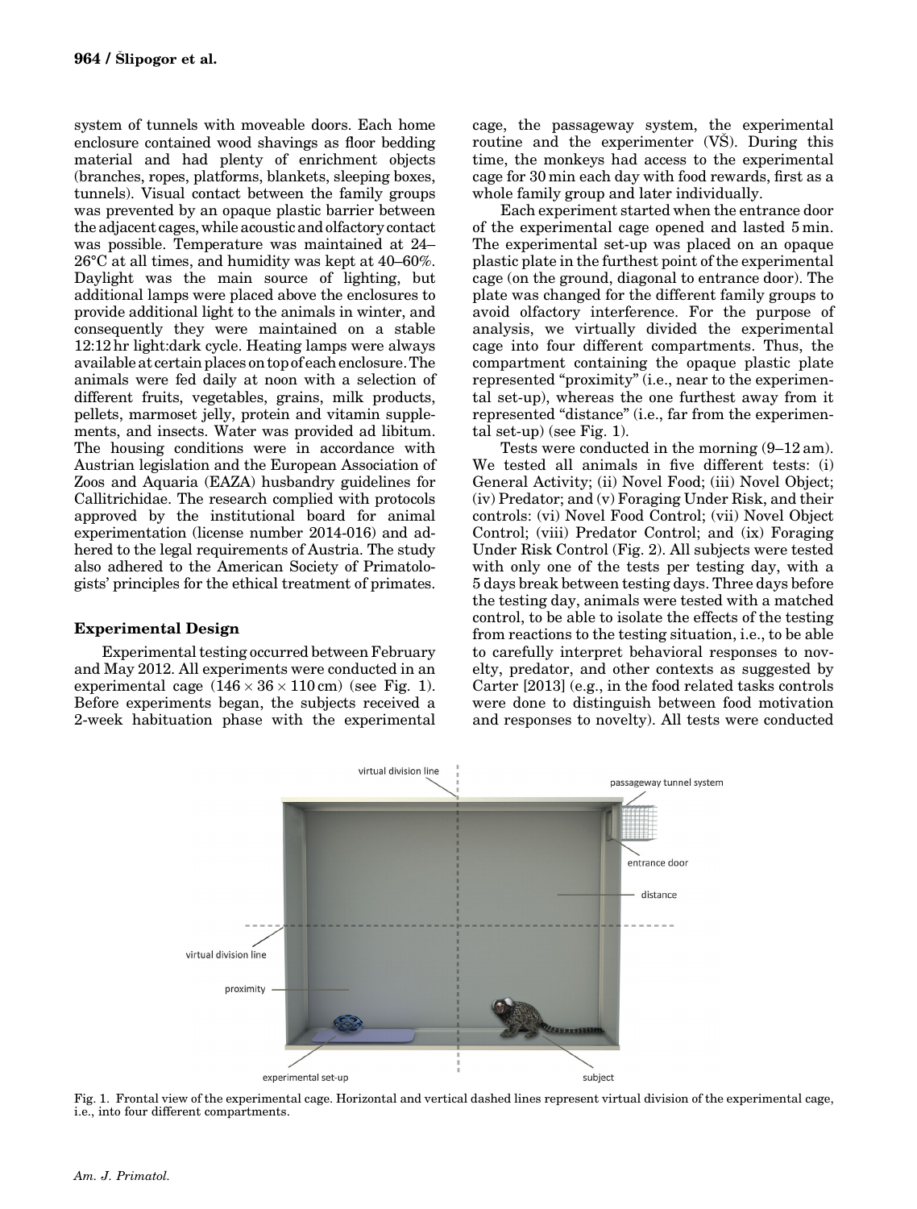system of tunnels with moveable doors. Each home enclosure contained wood shavings as floor bedding material and had plenty of enrichment objects (branches, ropes, platforms, blankets, sleeping boxes, tunnels). Visual contact between the family groups was prevented by an opaque plastic barrier between the adjacent cages, while acoustic and olfactory contact was possible. Temperature was maintained at 24–26°C at all times, and humidity was kept at 40–60%. Daylight was the main source of lighting, but additional lamps were placed above the enclosures to provide additional light to the animals in winter, and consequently they were maintained on a stable 12:12 hr light:dark cycle. Heating lamps were always available at certain places on top of each enclosure. The animals were fed daily at noon with a selection of different fruits, vegetables, grains, milk products, pellets, marmoset jelly, protein and vitamin supplements, and insects. Water was provided ad libitum. The housing conditions were in accordance with Austrian legislation and the European Association of Zoos and Aquaria (EAZA) husbandry guidelines for Callitrichidae. The research complied with protocols approved by the institutional board for animal experimentation (license number 2014-016) and adhered to the legal requirements of Austria. The study also adhered to the American Society of Primatologists' principles for the ethical treatment of primates.

### Experimental Design

Experimental testing occurred between February and May 2012. All experiments were conducted in an experimental cage ($146 \times 36 \times 110$ cm) (see Fig. 1). Before experiments began, the subjects received a 2-week habituation phase with the experimental cage, the passageway system, the experimental routine and the experimenter (VŠ). During this time, the monkeys had access to the experimental cage for 30 min each day with food rewards, first as a whole family group and later individually.

Each experiment started when the entrance door of the experimental cage opened and lasted 5 min. The experimental set-up was placed on an opaque plastic plate in the furthest point of the experimental cage (on the ground, diagonal to entrance door). The plate was changed for the different family groups to avoid olfactory interference. For the purpose of analysis, we virtually divided the experimental cage into four different compartments. Thus, the compartment containing the opaque plastic plate represented "proximity" (i.e., near to the experimental set-up), whereas the one furthest away from it represented "distance" (i.e., far from the experimental set-up) (see Fig. 1).

Tests were conducted in the morning (9–12 am). We tested all animals in five different tests: (i) General Activity; (ii) Novel Food; (iii) Novel Object; (iv) Predator; and (v) Foraging Under Risk, and their controls: (vi) Novel Food Control; (vii) Novel Object Control; (viii) Predator Control; and (ix) Foraging Under Risk Control (Fig. 2). All subjects were tested with only one of the tests per testing day, with a 5 days break between testing days. Three days before the testing day, animals were tested with a matched control, to be able to isolate the effects of the testing from reactions to the testing situation, i.e., to be able to carefully interpret behavioral responses to novelty, predator, and other contexts as suggested by Carter [2013] (e.g., in the food related tasks controls were done to distinguish between food motivation and responses to novelty). All tests were conducted

Fig. 1. Frontal view of the experimental cage. Horizontal and vertical dashed lines represent virtual division of the experimental cage, i.e., into four different compartments.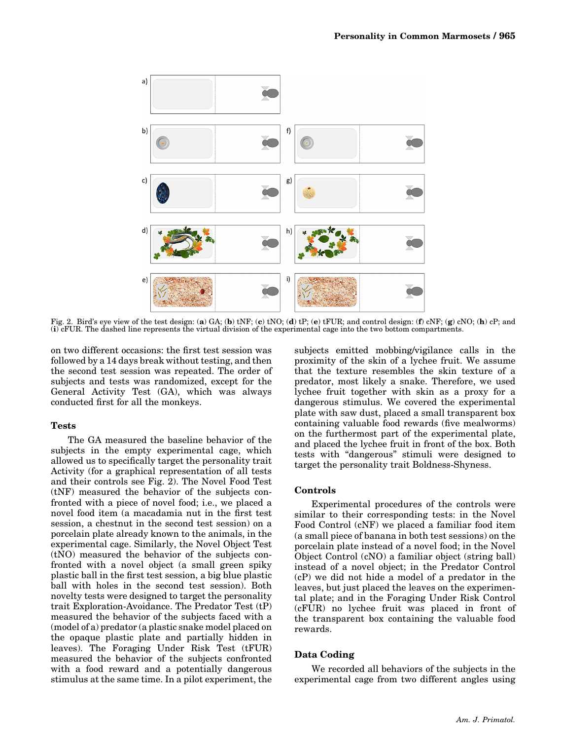Fig. 2. Bird's eye view of the test design: (**a**) GA; (**b**) tNF; (**c**) tNO; (**d**) tP; (**e**) tFUR; and control design: (**f**) cNF; (**g**) cNO; (**h**) cP; and (**i**) cFUR. The dashed line represents the virtual division of the experimental cage into the two bottom compartments.

on two different occasions: the first test session was followed by a 14 days break without testing, and then the second test session was repeated. The order of subjects and tests was randomized, except for the General Activity Test (GA), which was always conducted first for all the monkeys.

### Tests

The GA measured the baseline behavior of the subjects in the empty experimental cage, which allowed us to specifically target the personality trait Activity (for a graphical representation of all tests and their controls see Fig. 2). The Novel Food Test (tNF) measured the behavior of the subjects confronted with a piece of novel food; i.e., we placed a novel food item (a macadamia nut in the first test session, a chestnut in the second test session) on a porcelain plate already known to the animals, in the experimental cage. Similarly, the Novel Object Test (tNO) measured the behavior of the subjects confronted with a novel object (a small green spiky plastic ball in the first test session, a big blue plastic ball with holes in the second test session). Both novelty tests were designed to target the personality trait Exploration-Avoidance. The Predator Test (tP) measured the behavior of the subjects faced with a (model of a) predator (a plastic snake model placed on the opaque plastic plate and partially hidden in leaves). The Foraging Under Risk Test (tFUR) measured the behavior of the subjects confronted with a food reward and a potentially dangerous stimulus at the same time. In a pilot experiment, the subjects emitted mobbing/vigilance calls in the proximity of the skin of a lychee fruit. We assume that the texture resembles the skin texture of a predator, most likely a snake. Therefore, we used lychee fruit together with skin as a proxy for a dangerous stimulus. We covered the experimental plate with saw dust, placed a small transparent box containing valuable food rewards (five mealworms) on the furthermost part of the experimental plate, and placed the lychee fruit in front of the box. Both tests with "dangerous" stimuli were designed to target the personality trait Boldness-Shyness.

### Controls

Experimental procedures of the controls were similar to their corresponding tests: in the Novel Food Control (cNF) we placed a familiar food item (a small piece of banana in both test sessions) on the porcelain plate instead of a novel food; in the Novel Object Control (cNO) a familiar object (string ball) instead of a novel object; in the Predator Control (cP) we did not hide a model of a predator in the leaves, but just placed the leaves on the experimental plate; and in the Foraging Under Risk Control (cFUR) no lychee fruit was placed in front of the transparent box containing the valuable food rewards.

### Data Coding

We recorded all behaviors of the subjects in the experimental cage from two different angles using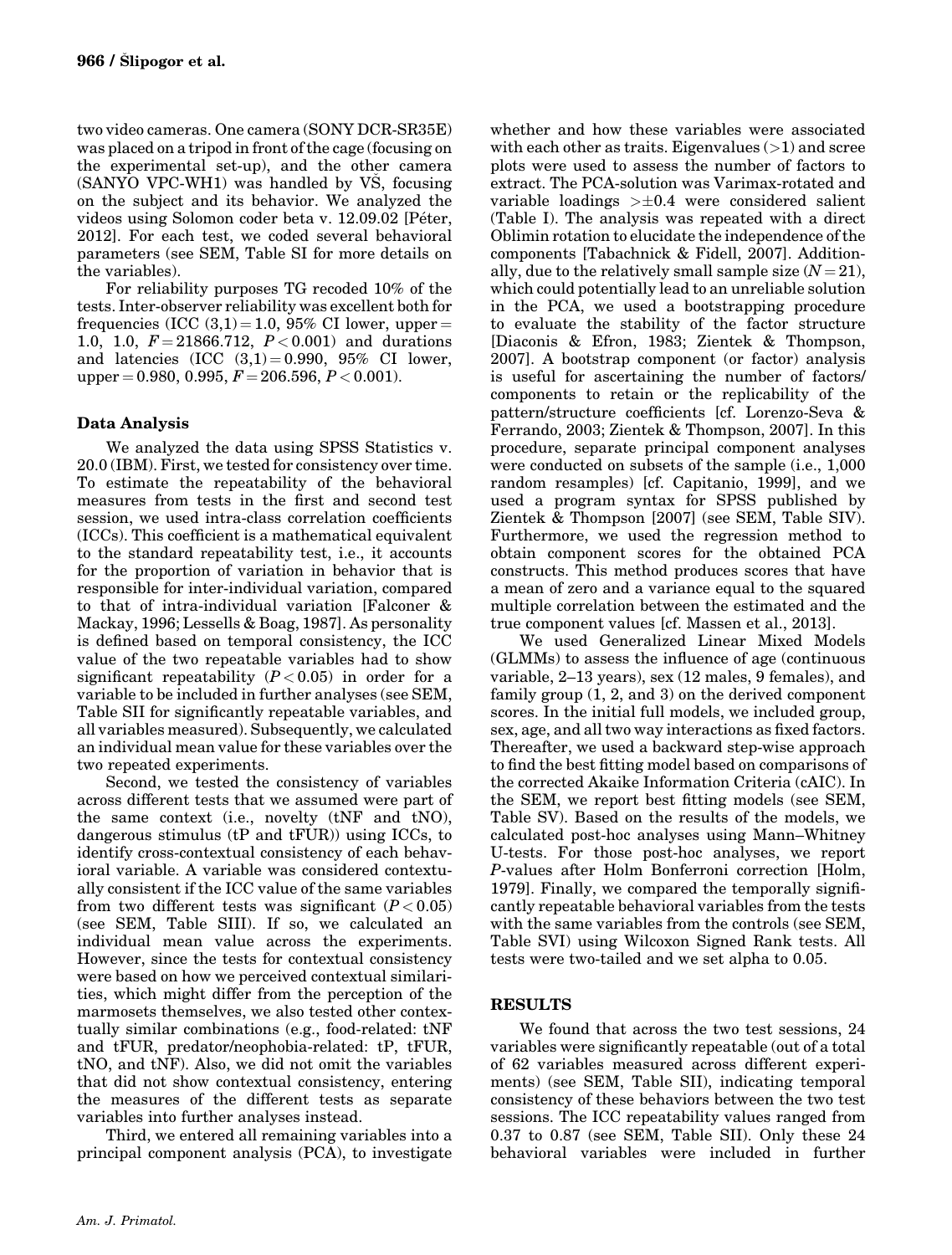two video cameras. One camera (SONY DCR-SR35E) was placed on a tripod in front of the cage (focusing on the experimental set-up), and the other camera (SANYO VPC-WH1) was handled by VŠ, focusing on the subject and its behavior. We analyzed the videos using Solomon coder beta v. 12.09.02 [Péter, 2012]. For each test, we coded several behavioral parameters (see SEM, Table SI for more details on the variables).

For reliability purposes TG recoded 10% of the tests. Inter-observer reliability was excellent both for frequencies (ICC $(3,1) = 1.0$, 95% CI lower, upper = 1.0, 1.0, $F = 21866.712$, $P < 0.001$) and durations and latencies (ICC $(3,1) = 0.990$, 95% CI lower, upper = 0.980, 0.995, $F = 206.596$, $P < 0.001$).

### Data Analysis

We analyzed the data using SPSS Statistics v. 20.0 (IBM). First, we tested for consistency over time. To estimate the repeatability of the behavioral measures from tests in the first and second test session, we used intra-class correlation coefficients (ICCs). This coefficient is a mathematical equivalent to the standard repeatability test, i.e., it accounts for the proportion of variation in behavior that is responsible for inter-individual variation, compared to that of intra-individual variation [Falconer & Mackay, 1996; Lessells & Boag, 1987]. As personality is defined based on temporal consistency, the ICC value of the two repeatable variables had to show significant repeatability ($P < 0.05$) in order for a variable to be included in further analyses (see SEM, Table SII for significantly repeatable variables, and all variables measured). Subsequently, we calculated an individual mean value for these variables over the two repeated experiments.

Second, we tested the consistency of variables across different tests that we assumed were part of the same context (i.e., novelty (tNF and tNO), dangerous stimulus (tP and tFUR)) using ICCs, to identify cross-contextual consistency of each behavioral variable. A variable was considered contextually consistent if the ICC value of the same variables from two different tests was significant ($P < 0.05$) (see SEM, Table SIII). If so, we calculated an individual mean value across the experiments. However, since the tests for contextual consistency were based on how we perceived contextual similarities, which might differ from the perception of the marmosets themselves, we also tested other contextually similar combinations (e.g., food-related: tNF and tFUR, predator/neophobia-related: tP, tFUR, tNO, and tNF). Also, we did not omit the variables that did not show contextual consistency, entering the measures of the different tests as separate variables into further analyses instead.

Third, we entered all remaining variables into a principal component analysis (PCA), to investigate whether and how these variables were associated with each other as traits. Eigenvalues ($>1$) and scree plots were used to assess the number of factors to extract. The PCA-solution was Varimax-rotated and variable loadings $> \pm 0.4$ were considered salient (Table I). The analysis was repeated with a direct Oblimin rotation to elucidate the independence of the components [Tabachnick & Fidell, 2007]. Additionally, due to the relatively small sample size ($N = 21$), which could potentially lead to an unreliable solution in the PCA, we used a bootstrapping procedure to evaluate the stability of the factor structure [Diaconis & Efron, 1983; Zientek & Thompson, 2007]. A bootstrap component (or factor) analysis is useful for ascertaining the number of factors/components to retain or the replicability of the pattern/structure coefficients [cf. Lorenzo-Seva & Ferrando, 2003; Zientek & Thompson, 2007]. In this procedure, separate principal component analyses were conducted on subsets of the sample (i.e., 1,000 random resamples) [cf. Capitanio, 1999], and we used a program syntax for SPSS published by Zientek & Thompson [2007] (see SEM, Table SIV). Furthermore, we used the regression method to obtain component scores for the obtained PCA constructs. This method produces scores that have a mean of zero and a variance equal to the squared multiple correlation between the estimated and the true component values [cf. Massen et al., 2013].

We used Generalized Linear Mixed Models (GLMMs) to assess the influence of age (continuous variable, 2–13 years), sex (12 males, 9 females), and family group (1, 2, and 3) on the derived component scores. In the initial full models, we included group, sex, age, and all two way interactions as fixed factors. Thereafter, we used a backward step-wise approach to find the best fitting model based on comparisons of the corrected Akaike Information Criteria (cAIC). In the SEM, we report best fitting models (see SEM, Table SV). Based on the results of the models, we calculated post-hoc analyses using Mann–Whitney U-tests. For those post-hoc analyses, we report $P$-values after Holm Bonferroni correction [Holm, 1979]. Finally, we compared the temporally significantly repeatable behavioral variables from the tests with the same variables from the controls (see SEM, Table SVI) using Wilcoxon Signed Rank tests. All tests were two-tailed and we set alpha to 0.05.

## RESULTS

We found that across the two test sessions, 24 variables were significantly repeatable (out of a total of 62 variables measured across different experiments) (see SEM, Table SII), indicating temporal consistency of these behaviors between the two test sessions. The ICC repeatability values ranged from 0.37 to 0.87 (see SEM, Table SII). Only these 24 behavioral variables were included in further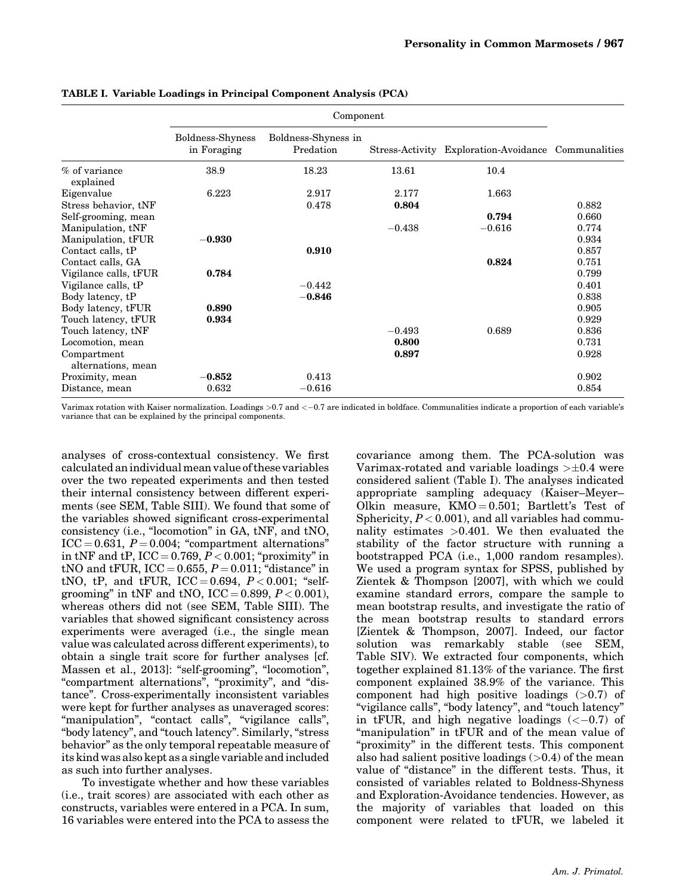**TABLE I. Variable Loadings in Principal Component Analysis (PCA)**

| | Component | | | | |
|---|---|---|---|---|---|
| | Boldness-Shyness in Foraging | Boldness-Shyness in Predation | Stress-Activity | Exploration-Avoidance | Communalities |
| % of variance explained | 38.9 | 18.23 | 13.61 | 10.4 | |
| Eigenvalue | 6.223 | 2.917 | 2.177 | 1.663 | |
| Stress behavior, tNF | | 0.478 | **0.804** | | 0.882 |
| Self-grooming, mean | | | | **0.794** | 0.660 |
| Manipulation, tNF | | | −0.438 | −0.616 | 0.774 |
| Manipulation, tFUR | **−0.930** | | | | 0.934 |
| Contact calls, tP | | **0.910** | | | 0.857 |
| Contact calls, GA | | | | **0.824** | 0.751 |
| Vigilance calls, tFUR | **0.784** | | | | 0.799 |
| Vigilance calls, tP | | −0.442 | | | 0.401 |
| Body latency, tP | | **−0.846** | | | 0.838 |
| Body latency, tFUR | **0.890** | | | | 0.905 |
| Touch latency, tFUR | **0.934** | | | | 0.929 |
| Touch latency, tNF | | | −0.493 | 0.689 | 0.836 |
| Locomotion, mean | | | **0.800** | | 0.731 |
| Compartment alternations, mean | | | **0.897** | | 0.928 |
| Proximity, mean | **−0.852** | 0.413 | | | 0.902 |
| Distance, mean | 0.632 | −0.616 | | | 0.854 |

Varimax rotation with Kaiser normalization. Loadings >0.7 and <−0.7 are indicated in boldface. Communalities indicate a proportion of each variable's variance that can be explained by the principal components.

analyses of cross-contextual consistency. We first calculated an individual mean value of these variables over the two repeated experiments and then tested their internal consistency between different experiments (see SEM, Table SIII). We found that some of the variables showed significant cross-experimental consistency (i.e., "locomotion" in GA, tNF, and tNO, ICC = 0.631, $P = 0.004$; "compartment alternations" in tNF and tP, ICC = 0.769, $P < 0.001$; "proximity" in tNO and tFUR, ICC = 0.655, $P = 0.011$; "distance" in tNO, tP, and tFUR, ICC = 0.694, $P < 0.001$; "self-grooming" in tNF and tNO, ICC = 0.899, $P < 0.001$), whereas others did not (see SEM, Table SIII). The variables that showed significant consistency across experiments were averaged (i.e., the single mean value was calculated across different experiments), to obtain a single trait score for further analyses [cf. Massen et al., 2013]: "self-grooming", "locomotion", "compartment alternations", "proximity", and "distance". Cross-experimentally inconsistent variables were kept for further analyses as unaveraged scores: "manipulation", "contact calls", "vigilance calls", "body latency", and "touch latency". Similarly, "stress behavior" as the only temporal repeatable measure of its kind was also kept as a single variable and included as such into further analyses.

To investigate whether and how these variables (i.e., trait scores) are associated with each other as constructs, variables were entered in a PCA. In sum, 16 variables were entered into the PCA to assess the covariance among them. The PCA-solution was Varimax-rotated and variable loadings $> \pm 0.4$ were considered salient (Table I). The analyses indicated appropriate sampling adequacy (Kaiser–Meyer–Olkin measure, KMO = 0.501; Bartlett's Test of Sphericity, $P < 0.001$), and all variables had communality estimates >0.401. We then evaluated the stability of the factor structure with running a bootstrapped PCA (i.e., 1,000 random resamples). We used a program syntax for SPSS, published by Zientek & Thompson [2007], with which we could examine standard errors, compare the sample to mean bootstrap results, and investigate the ratio of the mean bootstrap results to standard errors [Zientek & Thompson, 2007]. Indeed, our factor solution was remarkably stable (see SEM, Table SIV). We extracted four components, which together explained 81.13% of the variance. The first component explained 38.9% of the variance. This component had high positive loadings (>0.7) of "vigilance calls", "body latency", and "touch latency" in tFUR, and high negative loadings (<−0.7) of "manipulation" in tFUR and of the mean value of "proximity" in the different tests. This component also had salient positive loadings (>0.4) of the mean value of "distance" in the different tests. Thus, it consisted of variables related to Boldness-Shyness and Exploration-Avoidance tendencies. However, as the majority of variables that loaded on this component were related to tFUR, we labeled it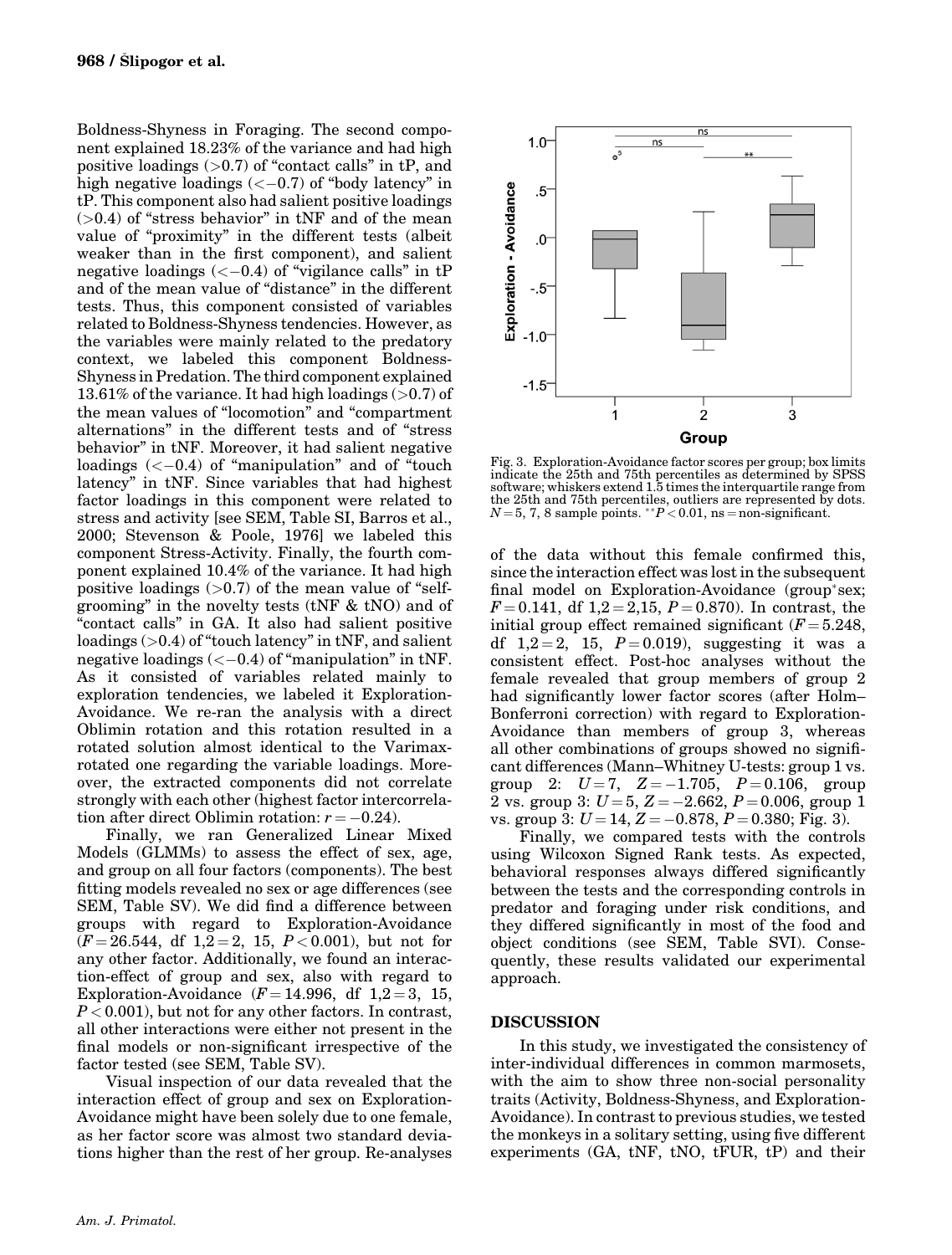Boldness-Shyness in Foraging. The second component explained 18.23% of the variance and had high positive loadings (>0.7) of "contact calls" in tP, and high negative loadings (<−0.7) of "body latency" in tP. This component also had salient positive loadings (>0.4) of "stress behavior" in tNF and of the mean value of "proximity" in the different tests (albeit weaker than in the first component), and salient negative loadings (<−0.4) of "vigilance calls" in tP and of the mean value of "distance" in the different tests. Thus, this component consisted of variables related to Boldness-Shyness tendencies. However, as the variables were mainly related to the predatory context, we labeled this component Boldness-Shyness in Predation. The third component explained 13.61% of the variance. It had high loadings (>0.7) of the mean values of "locomotion" and "compartment alternations" in the different tests and of "stress behavior" in tNF. Moreover, it had salient negative loadings (<−0.4) of "manipulation" and of "touch latency" in tNF. Since variables that had highest factor loadings in this component were related to stress and activity [see SEM, Table SI, Barros et al., 2000; Stevenson & Poole, 1976] we labeled this component Stress-Activity. Finally, the fourth component explained 10.4% of the variance. It had high positive loadings (>0.7) of the mean value of "self-grooming" in the novelty tests (tNF & tNO) and of "contact calls" in GA. It also had salient positive loadings (>0.4) of "touch latency" in tNF, and salient negative loadings (<−0.4) of "manipulation" in tNF. As it consisted of variables related mainly to exploration tendencies, we labeled it Exploration-Avoidance. We re-ran the analysis with a direct Oblimin rotation and this rotation resulted in a rotated solution almost identical to the Varimax-rotated one regarding the variable loadings. Moreover, the extracted components did not correlate strongly with each other (highest factor intercorrelation after direct Oblimin rotation: $r = -0.24$).

Finally, we ran Generalized Linear Mixed Models (GLMMs) to assess the effect of sex, age, and group on all four factors (components). The best fitting models revealed no sex or age differences (see SEM, Table SV). We did find a difference between groups with regard to Exploration-Avoidance ($F = 26.544$, df $1,2 = 2$, 15, $P < 0.001$), but not for any other factor. Additionally, we found an interaction-effect of group and sex, also with regard to Exploration-Avoidance ($F = 14.996$, df $1,2 = 3$, 15, $P < 0.001$), but not for any other factors. In contrast, all other interactions were either not present in the final models or non-significant irrespective of the factor tested (see SEM, Table SV).

Visual inspection of our data revealed that the interaction effect of group and sex on Exploration-Avoidance might have been solely due to one female, as her factor score was almost two standard deviations higher than the rest of her group. Re-analyses of the data without this female confirmed this, since the interaction effect was lost in the subsequent final model on Exploration-Avoidance (group*sex; $F = 0.141$, df $1,2 = 2,15$, $P = 0.870$). In contrast, the initial group effect remained significant ($F = 5.248$, df $1,2 = 2$, 15, $P = 0.019$), suggesting it was a consistent effect. Post-hoc analyses without the female revealed that group members of group 2 had significantly lower factor scores (after Holm–Bonferroni correction) with regard to Exploration-Avoidance than members of group 3, whereas all other combinations of groups showed no significant differences (Mann–Whitney U-tests: group 1 vs. group 2: $U = 7$, $Z = -1.705$, $P = 0.106$, group 2 vs. group 3: $U = 5$, $Z = -2.662$, $P = 0.006$, group 1 vs. group 3: $U = 14$, $Z = -0.878$, $P = 0.380$; Fig. 3).

Fig. 3. Exploration-Avoidance factor scores per group; box limits indicate the 25th and 75th percentiles as determined by SPSS software; whiskers extend 1.5 times the interquartile range from the 25th and 75th percentiles, outliers are represented by dots. $N = 5, 7, 8$ sample points. $^{**}P < 0.01$, ns = non-significant.

Finally, we compared tests with the controls using Wilcoxon Signed Rank tests. As expected, behavioral responses always differed significantly between the tests and the corresponding controls in predator and foraging under risk conditions, and they differed significantly in most of the food and object conditions (see SEM, Table SVI). Consequently, these results validated our experimental approach.

## DISCUSSION

In this study, we investigated the consistency of inter-individual differences in common marmosets, with the aim to show three non-social personality traits (Activity, Boldness-Shyness, and Exploration-Avoidance). In contrast to previous studies, we tested the monkeys in a solitary setting, using five different experiments (GA, tNF, tNO, tFUR, tP) and their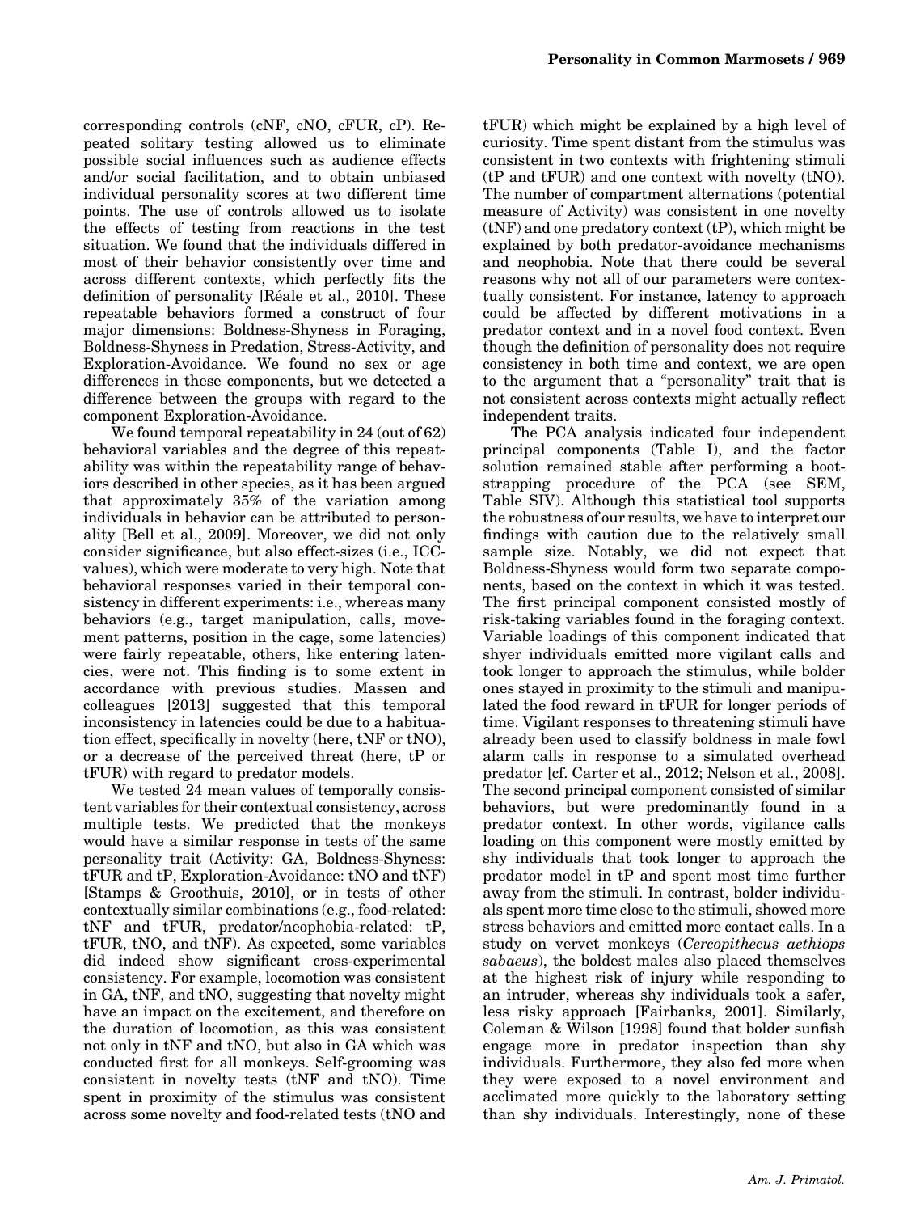corresponding controls (cNF, cNO, cFUR, cP). Repeated solitary testing allowed us to eliminate possible social influences such as audience effects and/or social facilitation, and to obtain unbiased individual personality scores at two different time points. The use of controls allowed us to isolate the effects of testing from reactions in the test situation. We found that the individuals differed in most of their behavior consistently over time and across different contexts, which perfectly fits the definition of personality [Réale et al., 2010]. These repeatable behaviors formed a construct of four major dimensions: Boldness-Shyness in Foraging, Boldness-Shyness in Predation, Stress-Activity, and Exploration-Avoidance. We found no sex or age differences in these components, but we detected a difference between the groups with regard to the component Exploration-Avoidance.

We found temporal repeatability in 24 (out of 62) behavioral variables and the degree of this repeatability was within the repeatability range of behaviors described in other species, as it has been argued that approximately 35% of the variation among individuals in behavior can be attributed to personality [Bell et al., 2009]. Moreover, we did not only consider significance, but also effect-sizes (i.e., ICC-values), which were moderate to very high. Note that behavioral responses varied in their temporal consistency in different experiments: i.e., whereas many behaviors (e.g., target manipulation, calls, movement patterns, position in the cage, some latencies) were fairly repeatable, others, like entering latencies, were not. This finding is to some extent in accordance with previous studies. Massen and colleagues [2013] suggested that this temporal inconsistency in latencies could be due to a habituation effect, specifically in novelty (here, tNF or tNO), or a decrease of the perceived threat (here, tP or tFUR) with regard to predator models.

We tested 24 mean values of temporally consistent variables for their contextual consistency, across multiple tests. We predicted that the monkeys would have a similar response in tests of the same personality trait (Activity: GA, Boldness-Shyness: tFUR and tP, Exploration-Avoidance: tNO and tNF) [Stamps & Groothuis, 2010], or in tests of other contextually similar combinations (e.g., food-related: tNF and tFUR, predator/neophobia-related: tP, tFUR, tNO, and tNF). As expected, some variables did indeed show significant cross-experimental consistency. For example, locomotion was consistent in GA, tNF, and tNO, suggesting that novelty might have an impact on the excitement, and therefore on the duration of locomotion, as this was consistent not only in tNF and tNO, but also in GA which was conducted first for all monkeys. Self-grooming was consistent in novelty tests (tNF and tNO). Time spent in proximity of the stimulus was consistent across some novelty and food-related tests (tNO and tFUR) which might be explained by a high level of curiosity. Time spent distant from the stimulus was consistent in two contexts with frightening stimuli (tP and tFUR) and one context with novelty (tNO). The number of compartment alternations (potential measure of Activity) was consistent in one novelty (tNF) and one predatory context (tP), which might be explained by both predator-avoidance mechanisms and neophobia. Note that there could be several reasons why not all of our parameters were contextually consistent. For instance, latency to approach could be affected by different motivations in a predator context and in a novel food context. Even though the definition of personality does not require consistency in both time and context, we are open to the argument that a "personality" trait that is not consistent across contexts might actually reflect independent traits.

The PCA analysis indicated four independent principal components (Table I), and the factor solution remained stable after performing a bootstrapping procedure of the PCA (see SEM, Table SIV). Although this statistical tool supports the robustness of our results, we have to interpret our findings with caution due to the relatively small sample size. Notably, we did not expect that Boldness-Shyness would form two separate components, based on the context in which it was tested. The first principal component consisted mostly of risk-taking variables found in the foraging context. Variable loadings of this component indicated that shyer individuals emitted more vigilant calls and took longer to approach the stimulus, while bolder ones stayed in proximity to the stimuli and manipulated the food reward in tFUR for longer periods of time. Vigilant responses to threatening stimuli have already been used to classify boldness in male fowl alarm calls in response to a simulated overhead predator [cf. Carter et al., 2012; Nelson et al., 2008]. The second principal component consisted of similar behaviors, but were predominantly found in a predator context. In other words, vigilance calls loading on this component were mostly emitted by shy individuals that took longer to approach the predator model in tP and spent most time further away from the stimuli. In contrast, bolder individuals spent more time close to the stimuli, showed more stress behaviors and emitted more contact calls. In a study on vervet monkeys (*Cercopithecus aethiops sabaeus*), the boldest males also placed themselves at the highest risk of injury while responding to an intruder, whereas shy individuals took a safer, less risky approach [Fairbanks, 2001]. Similarly, Coleman & Wilson [1998] found that bolder sunfish engage more in predator inspection than shy individuals. Furthermore, they also fed more when they were exposed to a novel environment and acclimated more quickly to the laboratory setting than shy individuals. Interestingly, none of these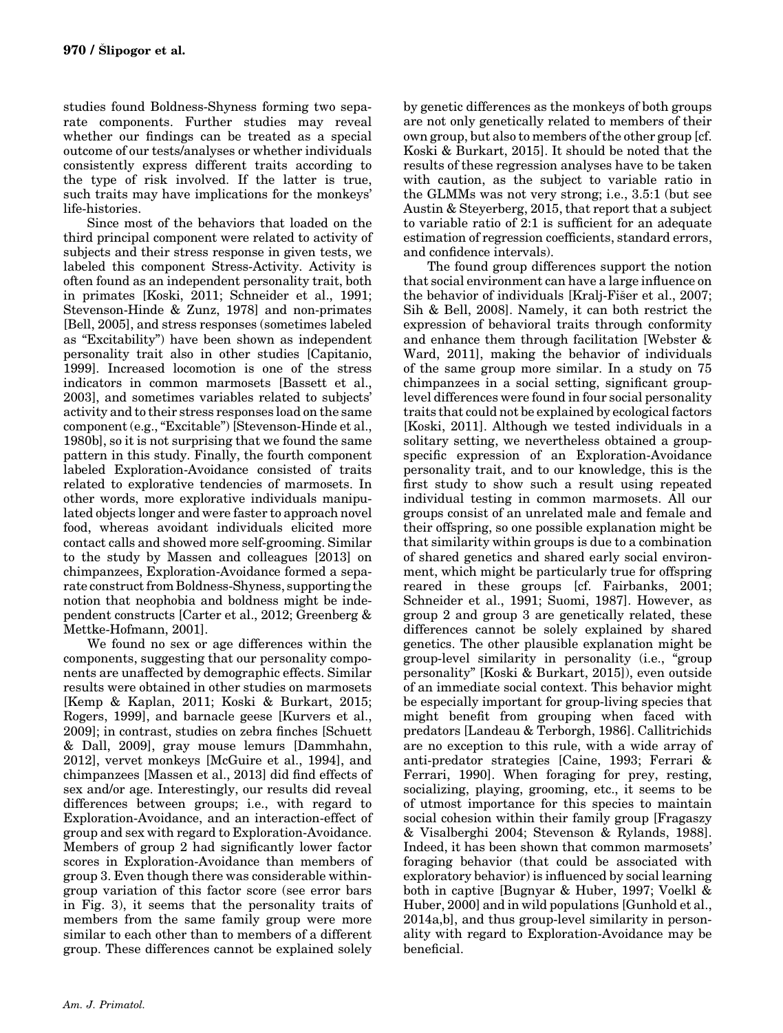studies found Boldness-Shyness forming two separate components. Further studies may reveal whether our findings can be treated as a special outcome of our tests/analyses or whether individuals consistently express different traits according to the type of risk involved. If the latter is true, such traits may have implications for the monkeys' life-histories.

Since most of the behaviors that loaded on the third principal component were related to activity of subjects and their stress response in given tests, we labeled this component Stress-Activity. Activity is often found as an independent personality trait, both in primates [Koski, 2011; Schneider et al., 1991; Stevenson-Hinde & Zunz, 1978] and non-primates [Bell, 2005], and stress responses (sometimes labeled as "Excitability") have been shown as independent personality trait also in other studies [Capitanio, 1999]. Increased locomotion is one of the stress indicators in common marmosets [Bassett et al., 2003], and sometimes variables related to subjects' activity and to their stress responses load on the same component (e.g., "Excitable") [Stevenson-Hinde et al., 1980b], so it is not surprising that we found the same pattern in this study. Finally, the fourth component labeled Exploration-Avoidance consisted of traits related to explorative tendencies of marmosets. In other words, more explorative individuals manipulated objects longer and were faster to approach novel food, whereas avoidant individuals elicited more contact calls and showed more self-grooming. Similar to the study by Massen and colleagues [2013] on chimpanzees, Exploration-Avoidance formed a separate construct from Boldness-Shyness, supporting the notion that neophobia and boldness might be independent constructs [Carter et al., 2012; Greenberg & Mettke-Hofmann, 2001].

We found no sex or age differences within the components, suggesting that our personality components are unaffected by demographic effects. Similar results were obtained in other studies on marmosets [Kemp & Kaplan, 2011; Koski & Burkart, 2015; Rogers, 1999], and barnacle geese [Kurvers et al., 2009]; in contrast, studies on zebra finches [Schuett & Dall, 2009], gray mouse lemurs [Dammhahn, 2012], vervet monkeys [McGuire et al., 1994], and chimpanzees [Massen et al., 2013] did find effects of sex and/or age. Interestingly, our results did reveal differences between groups; i.e., with regard to Exploration-Avoidance, and an interaction-effect of group and sex with regard to Exploration-Avoidance. Members of group 2 had significantly lower factor scores in Exploration-Avoidance than members of group 3. Even though there was considerable within-group variation of this factor score (see error bars in Fig. 3), it seems that the personality traits of members from the same family group were more similar to each other than to members of a different group. These differences cannot be explained solely by genetic differences as the monkeys of both groups are not only genetically related to members of their own group, but also to members of the other group [cf. Koski & Burkart, 2015]. It should be noted that the results of these regression analyses have to be taken with caution, as the subject to variable ratio in the GLMMs was not very strong; i.e., 3.5:1 (but see Austin & Steyerberg, 2015, that report that a subject to variable ratio of 2:1 is sufficient for an adequate estimation of regression coefficients, standard errors, and confidence intervals).

The found group differences support the notion that social environment can have a large influence on the behavior of individuals [Kralj-Fišer et al., 2007; Sih & Bell, 2008]. Namely, it can both restrict the expression of behavioral traits through conformity and enhance them through facilitation [Webster & Ward, 2011], making the behavior of individuals of the same group more similar. In a study on 75 chimpanzees in a social setting, significant group-level differences were found in four social personality traits that could not be explained by ecological factors [Koski, 2011]. Although we tested individuals in a solitary setting, we nevertheless obtained a group-specific expression of an Exploration-Avoidance personality trait, and to our knowledge, this is the first study to show such a result using repeated individual testing in common marmosets. All our groups consist of an unrelated male and female and their offspring, so one possible explanation might be that similarity within groups is due to a combination of shared genetics and shared early social environment, which might be particularly true for offspring reared in these groups [cf. Fairbanks, 2001; Schneider et al., 1991; Suomi, 1987]. However, as group 2 and group 3 are genetically related, these differences cannot be solely explained by shared genetics. The other plausible explanation might be group-level similarity in personality (i.e., "group personality" [Koski & Burkart, 2015]), even outside of an immediate social context. This behavior might be especially important for group-living species that might benefit from grouping when faced with predators [Landeau & Terborgh, 1986]. Callitrichids are no exception to this rule, with a wide array of anti-predator strategies [Caine, 1993; Ferrari & Ferrari, 1990]. When foraging for prey, resting, socializing, playing, grooming, etc., it seems to be of utmost importance for this species to maintain social cohesion within their family group [Fragaszy & Visalberghi 2004; Stevenson & Rylands, 1988]. Indeed, it has been shown that common marmosets' foraging behavior (that could be associated with exploratory behavior) is influenced by social learning both in captive [Bugnyar & Huber, 1997; Voelkl & Huber, 2000] and in wild populations [Gunhold et al., 2014a,b], and thus group-level similarity in personality with regard to Exploration-Avoidance may be beneficial.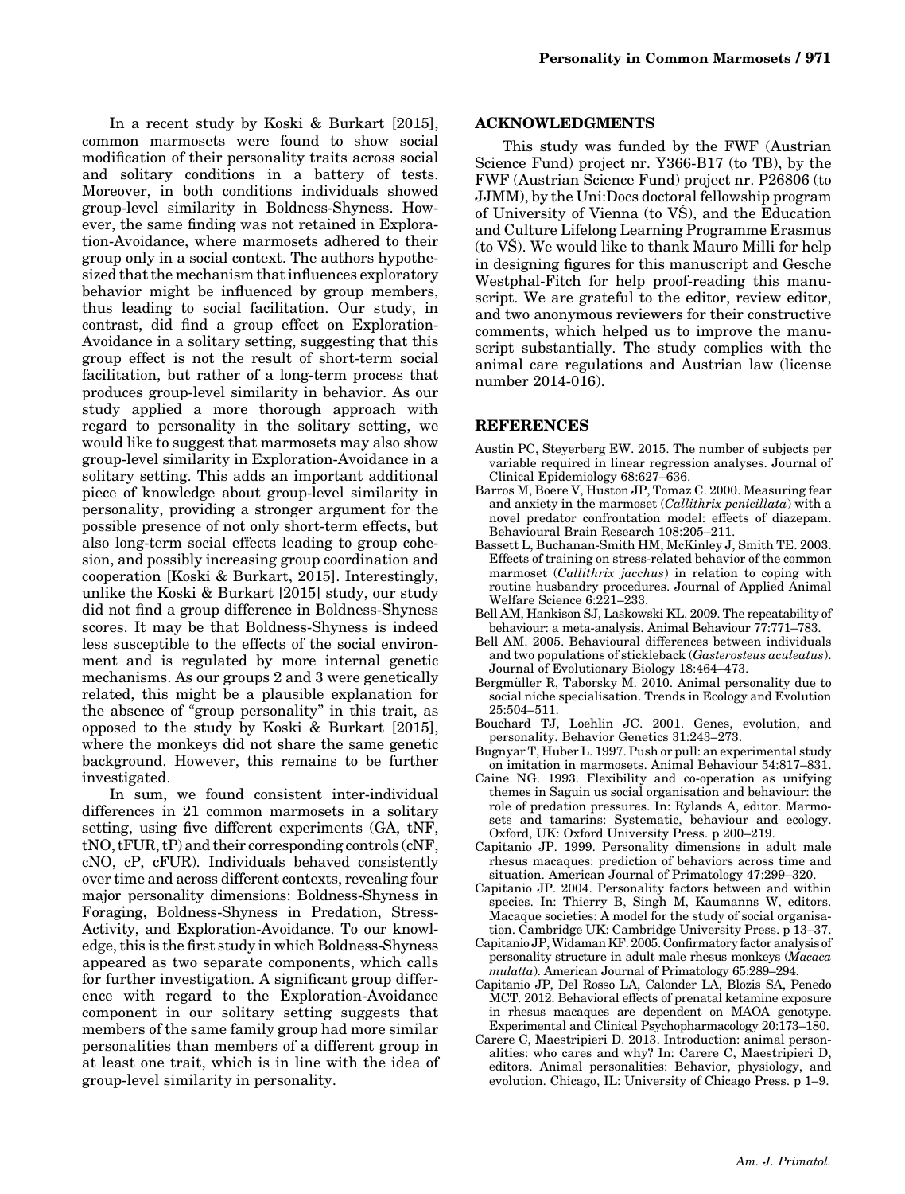In a recent study by Koski & Burkart [2015], common marmosets were found to show social modification of their personality traits across social and solitary conditions in a battery of tests. Moreover, in both conditions individuals showed group-level similarity in Boldness-Shyness. However, the same finding was not retained in Exploration-Avoidance, where marmosets adhered to their group only in a social context. The authors hypothesized that the mechanism that influences exploratory behavior might be influenced by group members, thus leading to social facilitation. Our study, in contrast, did find a group effect on Exploration-Avoidance in a solitary setting, suggesting that this group effect is not the result of short-term social facilitation, but rather of a long-term process that produces group-level similarity in behavior. As our study applied a more thorough approach with regard to personality in the solitary setting, we would like to suggest that marmosets may also show group-level similarity in Exploration-Avoidance in a solitary setting. This adds an important additional piece of knowledge about group-level similarity in personality, providing a stronger argument for the possible presence of not only short-term effects, but also long-term social effects leading to group cohesion, and possibly increasing group coordination and cooperation [Koski & Burkart, 2015]. Interestingly, unlike the Koski & Burkart [2015] study, our study did not find a group difference in Boldness-Shyness scores. It may be that Boldness-Shyness is indeed less susceptible to the effects of the social environment and is regulated by more internal genetic mechanisms. As our groups 2 and 3 were genetically related, this might be a plausible explanation for the absence of "group personality" in this trait, as opposed to the study by Koski & Burkart [2015], where the monkeys did not share the same genetic background. However, this remains to be further investigated.

In sum, we found consistent inter-individual differences in 21 common marmosets in a solitary setting, using five different experiments (GA, tNF, tNO, tFUR, tP) and their corresponding controls (cNF, cNO, cP, cFUR). Individuals behaved consistently over time and across different contexts, revealing four major personality dimensions: Boldness-Shyness in Foraging, Boldness-Shyness in Predation, Stress-Activity, and Exploration-Avoidance. To our knowledge, this is the first study in which Boldness-Shyness appeared as two separate components, which calls for further investigation. A significant group difference with regard to the Exploration-Avoidance component in our solitary setting suggests that members of the same family group had more similar personalities than members of a different group in at least one trait, which is in line with the idea of group-level similarity in personality.

## ACKNOWLEDGMENTS

This study was funded by the FWF (Austrian Science Fund) project nr. Y366-B17 (to TB), by the FWF (Austrian Science Fund) project nr. P26806 (to JJMM), by the Uni:Docs doctoral fellowship program of University of Vienna (to VŠ), and the Education and Culture Lifelong Learning Programme Erasmus (to VŠ). We would like to thank Mauro Milli for help in designing figures for this manuscript and Gesche Westphal-Fitch for help proof-reading this manuscript. We are grateful to the editor, review editor, and two anonymous reviewers for their constructive comments, which helped us to improve the manuscript substantially. The study complies with the animal care regulations and Austrian law (license number 2014-016).

## REFERENCES

Austin PC, Steyerberg EW. 2015. The number of subjects per variable required in linear regression analyses. Journal of Clinical Epidemiology 68:627–636.

Barros M, Boere V, Huston JP, Tomaz C. 2000. Measuring fear and anxiety in the marmoset (*Callithrix penicillata*) with a novel predator confrontation model: effects of diazepam. Behavioural Brain Research 108:205–211.

Bassett L, Buchanan-Smith HM, McKinley J, Smith TE. 2003. Effects of training on stress-related behavior of the common marmoset (*Callithrix jacchus*) in relation to coping with routine husbandry procedures. Journal of Applied Animal Welfare Science 6:221–233.

Bell AM, Hankison SJ, Laskowski KL. 2009. The repeatability of behaviour: a meta-analysis. Animal Behaviour 77:771–783.

Bell AM. 2005. Behavioural differences between individuals and two populations of stickleback (*Gasterosteus aculeatus*). Journal of Evolutionary Biology 18:464–473.

Bergmüller R, Taborsky M. 2010. Animal personality due to social niche specialisation. Trends in Ecology and Evolution 25:504–511.

Bouchard TJ, Loehlin JC. 2001. Genes, evolution, and personality. Behavior Genetics 31:243–273.

Bugnyar T, Huber L. 1997. Push or pull: an experimental study on imitation in marmosets. Animal Behaviour 54:817–831.

Caine NG. 1993. Flexibility and co-operation as unifying themes in Saguin us social organisation and behaviour: the role of predation pressures. In: Rylands A, editor. Marmosets and tamarins: Systematic, behaviour and ecology. Oxford, UK: Oxford University Press. p 200–219.

Capitanio JP. 1999. Personality dimensions in adult male rhesus macaques: prediction of behaviors across time and situation. American Journal of Primatology 47:299–320.

Capitanio JP. 2004. Personality factors between and within species. In: Thierry B, Singh M, Kaumanns W, editors. Macaque societies: A model for the study of social organisation. Cambridge UK: Cambridge University Press. p 13–37.

Capitanio JP, Widaman KF. 2005. Confirmatory factor analysis of personality structure in adult male rhesus monkeys (*Macaca mulatta*). American Journal of Primatology 65:289–294.

Capitanio JP, Del Rosso LA, Calonder LA, Blozis SA, Penedo MCT. 2012. Behavioral effects of prenatal ketamine exposure in rhesus macaques are dependent on MAOA genotype. Experimental and Clinical Psychopharmacology 20:173–180.

Carere C, Maestripieri D. 2013. Introduction: animal personalities: who cares and why? In: Carere C, Maestripieri D, editors. Animal personalities: Behavior, physiology, and evolution. Chicago, IL: University of Chicago Press. p 1–9.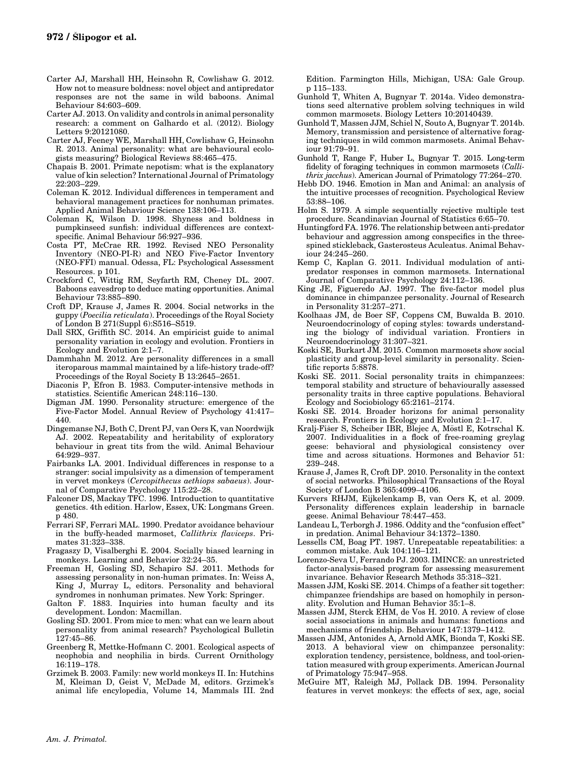Carter AJ, Marshall HH, Heinsohn R, Cowlishaw G. 2012. How not to measure boldness: novel object and antipredator responses are not the same in wild baboons. Animal Behaviour 84:603–609.

Carter AJ. 2013. On validity and controls in animal personality research: a comment on Galhardo et al. (2012). Biology Letters 9:20121080.

Carter AJ, Feeney WE, Marshall HH, Cowlishaw G, Heinsohn R. 2013. Animal personality: what are behavioural ecologists measuring? Biological Reviews 88:465–475.

Chapais B. 2001. Primate nepotism: what is the explanatory value of kin selection? International Journal of Primatology 22:203–229.

Coleman K. 2012. Individual differences in temperament and behavioral management practices for nonhuman primates. Applied Animal Behaviour Science 138:106–113.

Coleman K, Wilson D. 1998. Shyness and boldness in pumpkinseed sunfish: individual differences are context-specific. Animal Behaviour 56:927–936.

Costa PT, McCrae RR. 1992. Revised NEO Personality Inventory (NEO-PI-R) and NEO Five-Factor Inventory (NEO-FFI) manual. Odessa, FL: Psychological Assessment Resources. p 101.

Crockford C, Wittig RM, Seyfarth RM, Cheney DL. 2007. Baboons eavesdrop to deduce mating opportunities. Animal Behaviour 73:885–890.

Croft DP, Krause J, James R. 2004. Social networks in the guppy (*Poecilia reticulata*). Proceedings of the Royal Society of London B 271(Suppl 6):S516–S519.

Dall SRX, Griffith SC. 2014. An empiricist guide to animal personality variation in ecology and evolution. Frontiers in Ecology and Evolution 2:1–7.

Dammhahn M. 2012. Are personality differences in a small iteroparous mammal maintained by a life-history trade-off? Proceedings of the Royal Society B 13:2645–2651.

Diaconis P, Efron B. 1983. Computer-intensive methods in statistics. Scientific American 248:116–130.

Digman JM. 1990. Personality structure: emergence of the Five-Factor Model. Annual Review of Psychology 41:417–440.

Dingemanse NJ, Both C, Drent PJ, van Oers K, van Noordwijk AJ. 2002. Repeatability and heritability of exploratory behaviour in great tits from the wild. Animal Behaviour 64:929–937.

Fairbanks LA. 2001. Individual differences in response to a stranger: social impulsivity as a dimension of temperament in vervet monkeys (*Cercopithecus aethiops sabaeus*). Journal of Comparative Psychology 115:22–28.

Falconer DS, Mackay TFC. 1996. Introduction to quantitative genetics. 4th edition. Harlow, Essex, UK: Longmans Green. p 480.

Ferrari SF, Ferrari MAL. 1990. Predator avoidance behaviour in the buffy-headed marmoset, *Callithrix flaviceps*. Primates 31:323–338.

Fragaszy D, Visalberghi E. 2004. Socially biased learning in monkeys. Learning and Behavior 32:24–35.

Freeman H, Gosling SD, Schapiro SJ. 2011. Methods for assessing personality in non-human primates. In: Weiss A, King J, Murray L, editors. Personality and behavioral syndromes in nonhuman primates. New York: Springer.

Galton F. 1883. Inquiries into human faculty and its development. London: Macmillan.

Gosling SD. 2001. From mice to men: what can we learn about personality from animal research? Psychological Bulletin 127:45–86.

Greenberg R, Mettke-Hofmann C. 2001. Ecological aspects of neophobia and neophilia in birds. Current Ornithology 16:119–178.

Grzimek B. 2003. Family: new world monkeys II. In: Hutchins M, Kleiman D, Geist V, McDade M, editors. Grzimek's animal life encylopedia, Volume 14, Mammals III. 2nd Edition. Farmington Hills, Michigan, USA: Gale Group. p 115–133.

Gunhold T, Whiten A, Bugnyar T. 2014a. Video demonstrations seed alternative problem solving techniques in wild common marmosets. Biology Letters 10:20140439.

Gunhold T, Massen JJM, Schiel N, Souto A, Bugnyar T. 2014b. Memory, transmission and persistence of alternative foraging techniques in wild common marmosets. Animal Behaviour 91:79–91.

Gunhold T, Range F, Huber L, Bugnyar T. 2015. Long-term fidelity of foraging techniques in common marmosets (*Callithrix jacchus*). American Journal of Primatology 77:264–270.

Hebb DO. 1946. Emotion in Man and Animal: an analysis of the intuitive processes of recognition. Psychological Review 53:88–106.

Holm S. 1979. A simple sequentially rejective multiple test procedure. Scandinavian Journal of Statistics 6:65–70.

Huntingford FA. 1976. The relationship between anti-predator behaviour and aggression among conspecifics in the three-spined stickleback, Gasterosteus Aculeatus. Animal Behaviour 24:245–260.

Kemp C, Kaplan G. 2011. Individual modulation of anti-predator responses in common marmosets. International Journal of Comparative Psychology 24:112–136.

King JE, Figueredo AJ. 1997. The five-factor model plus dominance in chimpanzee personality. Journal of Research in Personality 31:257–271.

Koolhaas JM, de Boer SF, Coppens CM, Buwalda B. 2010. Neuroendocrinology of coping styles: towards understanding the biology of individual variation. Frontiers in Neuroendocrinology 31:307–321.

Koski SE, Burkart JM. 2015. Common marmosets show social plasticity and group-level similarity in personality. Scientific reports 5:8878.

Koski SE. 2011. Social personality traits in chimpanzees: temporal stability and structure of behaviourally assessed personality traits in three captive populations. Behavioral Ecology and Sociobiology 65:2161–2174.

Koski SE. 2014. Broader horizons for animal personality research. Frontiers in Ecology and Evolution 2:1–17.

Kralj-Fišer S, Scheiber IBR, Blejec A, Möstl E, Kotrschal K. 2007. Individualities in a flock of free-roaming greylag geese: behavioral and physiological consistency over time and across situations. Hormones and Behavior 51: 239–248.

Krause J, James R, Croft DP. 2010. Personality in the context of social networks. Philosophical Transactions of the Royal Society of London B 365:4099–4106.

Kurvers RHJM, Eijkelenkamp B, van Oers K, et al. 2009. Personality differences explain leadership in barnacle geese. Animal Behaviour 78:447–453.

Landeau L, Terborgh J. 1986. Oddity and the "confusion effect" in predation. Animal Behaviour 34:1372–1380.

Lessells CM, Boag PT. 1987. Unrepeatable repeatabilities: a common mistake. Auk 104:116–121.

Lorenzo-Seva U, Ferrando PJ. 2003. IMINCE: an unrestricted factor-analysis-based program for assessing measurement invariance. Behavior Research Methods 35:318–321.

Massen JJM, Koski SE. 2014. Chimps of a feather sit together: chimpanzee friendships are based on homophily in personality. Evolution and Human Behavior 35:1–8.

Massen JJM, Sterck EHM, de Vos H. 2010. A review of close social associations in animals and humans: functions and mechanisms of friendship. Behaviour 147:1379–1412.

Massen JJM, Antonides A, Arnold AMK, Bionda T, Koski SE. 2013. A behavioral view on chimpanzee personality: exploration tendency, persistence, boldness, and tool-orientation measured with group experiments. American Journal of Primatology 75:947–958.

McGuire MT, Raleigh MJ, Pollack DB. 1994. Personality features in vervet monkeys: the effects of sex, age, social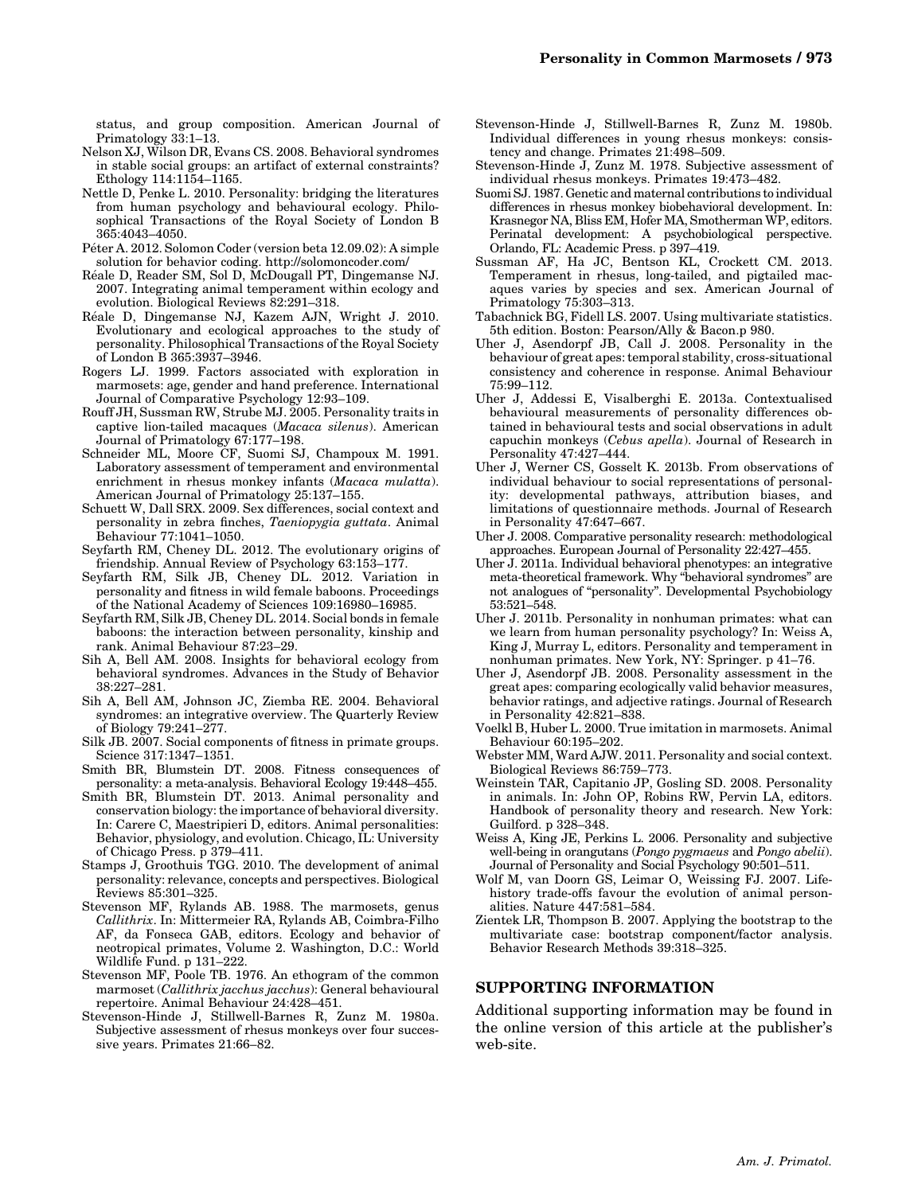status, and group composition. American Journal of Primatology 33:1–13.

Nelson XJ, Wilson DR, Evans CS. 2008. Behavioral syndromes in stable social groups: an artifact of external constraints? Ethology 114:1154–1165.

Nettle D, Penke L. 2010. Personality: bridging the literatures from human psychology and behavioural ecology. Philosophical Transactions of the Royal Society of London B 365:4043–4050.

Péter A. 2012. Solomon Coder (version beta 12.09.02): A simple solution for behavior coding. http://solomoncoder.com/

Réale D, Reader SM, Sol D, McDougall PT, Dingemanse NJ. 2007. Integrating animal temperament within ecology and evolution. Biological Reviews 82:291–318.

Réale D, Dingemanse NJ, Kazem AJN, Wright J. 2010. Evolutionary and ecological approaches to the study of personality. Philosophical Transactions of the Royal Society of London B 365:3937–3946.

Rogers LJ. 1999. Factors associated with exploration in marmosets: age, gender and hand preference. International Journal of Comparative Psychology 12:93–109.

Rouff JH, Sussman RW, Strube MJ. 2005. Personality traits in captive lion-tailed macaques (*Macaca silenus*). American Journal of Primatology 67:177–198.

Schneider ML, Moore CF, Suomi SJ, Champoux M. 1991. Laboratory assessment of temperament and environmental enrichment in rhesus monkey infants (*Macaca mulatta*). American Journal of Primatology 25:137–155.

Schuett W, Dall SRX. 2009. Sex differences, social context and personality in zebra finches, *Taeniopygia guttata*. Animal Behaviour 77:1041–1050.

Seyfarth RM, Cheney DL. 2012. The evolutionary origins of friendship. Annual Review of Psychology 63:153–177.

Seyfarth RM, Silk JB, Cheney DL. 2012. Variation in personality and fitness in wild female baboons. Proceedings of the National Academy of Sciences 109:16980–16985.

Seyfarth RM, Silk JB, Cheney DL. 2014. Social bonds in female baboons: the interaction between personality, kinship and rank. Animal Behaviour 87:23–29.

Sih A, Bell AM. 2008. Insights for behavioral ecology from behavioral syndromes. Advances in the Study of Behavior 38:227–281.

Sih A, Bell AM, Johnson JC, Ziemba RE. 2004. Behavioral syndromes: an integrative overview. The Quarterly Review of Biology 79:241–277.

Silk JB. 2007. Social components of fitness in primate groups. Science 317:1347–1351.

Smith BR, Blumstein DT. 2008. Fitness consequences of personality: a meta-analysis. Behavioral Ecology 19:448–455.

Smith BR, Blumstein DT. 2013. Animal personality and conservation biology: the importance of behavioral diversity. In: Carere C, Maestripieri D, editors. Animal personalities: Behavior, physiology, and evolution. Chicago, IL: University of Chicago Press. p 379–411.

Stamps J, Groothuis TGG. 2010. The development of animal personality: relevance, concepts and perspectives. Biological Reviews 85:301–325.

Stevenson MF, Rylands AB. 1988. The marmosets, genus *Callithrix*. In: Mittermeier RA, Rylands AB, Coimbra-Filho AF, da Fonseca GAB, editors. Ecology and behavior of neotropical primates, Volume 2. Washington, D.C.: World Wildlife Fund. p 131–222.

Stevenson MF, Poole TB. 1976. An ethogram of the common marmoset (*Callithrix jacchus jacchus*): General behavioural repertoire. Animal Behaviour 24:428–451.

Stevenson-Hinde J, Stillwell-Barnes R, Zunz M. 1980a. Subjective assessment of rhesus monkeys over four successive years. Primates 21:66–82.

Stevenson-Hinde J, Stillwell-Barnes R, Zunz M. 1980b. Individual differences in young rhesus monkeys: consistency and change. Primates 21:498–509.

Stevenson-Hinde J, Zunz M. 1978. Subjective assessment of individual rhesus monkeys. Primates 19:473–482.

Suomi SJ. 1987. Genetic and maternal contributions to individual differences in rhesus monkey biobehavioral development. In: Krasnegor NA, Bliss EM, Hofer MA, Smotherman WP, editors. Perinatal development: A psychobiological perspective. Orlando, FL: Academic Press. p 397–419.

Sussman AF, Ha JC, Bentson KL, Crockett CM. 2013. Temperament in rhesus, long-tailed, and pigtailed macaques varies by species and sex. American Journal of Primatology 75:303–313.

Tabachnick BG, Fidell LS. 2007. Using multivariate statistics. 5th edition. Boston: Pearson/Ally & Bacon.p 980.

Uher J, Asendorpf JB, Call J. 2008. Personality in the behaviour of great apes: temporal stability, cross-situational consistency and coherence in response. Animal Behaviour 75:99–112.

Uher J, Addessi E, Visalberghi E. 2013a. Contextualised behavioural measurements of personality differences obtained in behavioural tests and social observations in adult capuchin monkeys (*Cebus apella*). Journal of Research in Personality 47:427–444.

Uher J, Werner CS, Gosselt K. 2013b. From observations of individual behaviour to social representations of personality: developmental pathways, attribution biases, and limitations of questionnaire methods. Journal of Research in Personality 47:647–667.

Uher J. 2008. Comparative personality research: methodological approaches. European Journal of Personality 22:427–455.

Uher J. 2011a. Individual behavioral phenotypes: an integrative meta-theoretical framework. Why "behavioral syndromes" are not analogues of "personality". Developmental Psychobiology 53:521–548.

Uher J. 2011b. Personality in nonhuman primates: what can we learn from human personality psychology? In: Weiss A, King J, Murray L, editors. Personality and temperament in nonhuman primates. New York, NY: Springer. p 41–76.

Uher J, Asendorpf JB. 2008. Personality assessment in the great apes: comparing ecologically valid behavior measures, behavior ratings, and adjective ratings. Journal of Research in Personality 42:821–838.

Voelkl B, Huber L. 2000. True imitation in marmosets. Animal Behaviour 60:195–202.

Webster MM, Ward AJW. 2011. Personality and social context. Biological Reviews 86:759–773.

Weinstein TAR, Capitanio JP, Gosling SD. 2008. Personality in animals. In: John OP, Robins RW, Pervin LA, editors. Handbook of personality theory and research. New York: Guilford. p 328–348.

Weiss A, King JE, Perkins L. 2006. Personality and subjective well-being in orangutans (*Pongo pygmaeus* and *Pongo abelii*). Journal of Personality and Social Psychology 90:501–511.

Wolf M, van Doorn GS, Leimar O, Weissing FJ. 2007. Life-history trade-offs favour the evolution of animal personalities. Nature 447:581–584.

Zientek LR, Thompson B. 2007. Applying the bootstrap to the multivariate case: bootstrap component/factor analysis. Behavior Research Methods 39:318–325.

## SUPPORTING INFORMATION

Additional supporting information may be found in the online version of this article at the publisher's web-site.